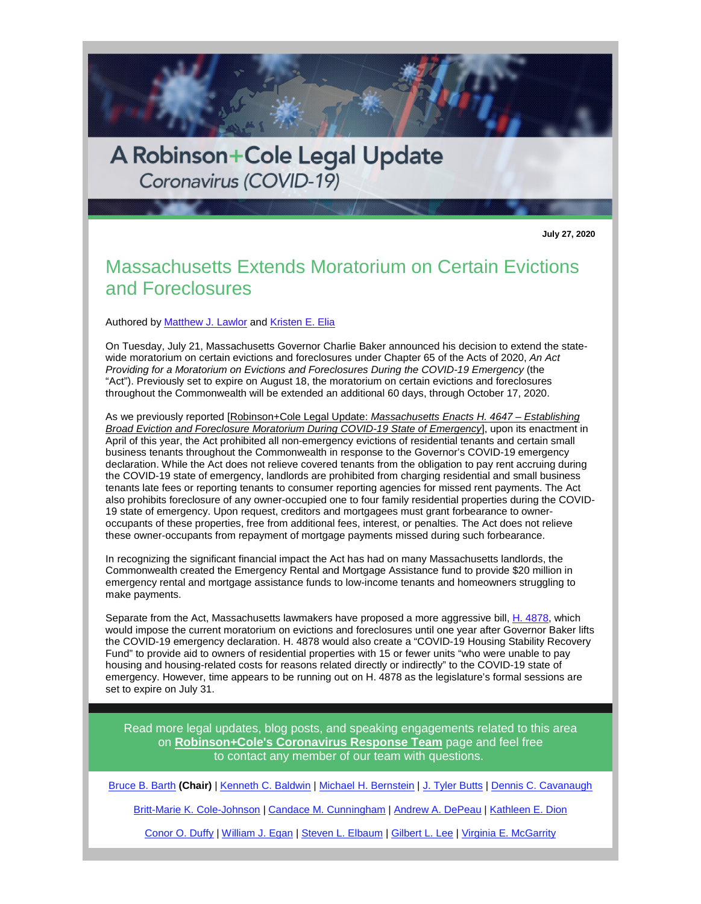A Robinson+Cole Legal Update

Coronavirus (COVID-19)

**July 27, 2020**

# Massachusetts Extends Moratorium on Certain Evictions and Foreclosures

Authored by Matthew J. Lawlor and Kristen E. Elia

On Tuesday, July 21, Massachusetts Governor Charlie Baker announced his decision to extend the state-wide moratorium on certain evictions and foreclosures under Chapter 65 of the Acts of 2020, *An Act Providing for a Moratorium on Evictions and Foreclosures During the COVID-19 Emergency* (the "Act"). Previously set to expire on August 18, the moratorium on certain evictions and foreclosures throughout the Commonwealth will be extended an additional 60 days, through October 17, 2020.

As we previously reported [Robinson+Cole Legal Update: *Massachusetts Enacts H. 4647 – Establishing Broad Eviction and Foreclosure Moratorium During COVID-19 State of Emergency*], upon its enactment in April of this year, the Act prohibited all non-emergency evictions of residential tenants and certain small business tenants throughout the Commonwealth in response to the Governor's COVID-19 emergency declaration. While the Act does not relieve covered tenants from the obligation to pay rent accruing during the COVID-19 state of emergency, landlords are prohibited from charging residential and small business tenants late fees or reporting tenants to consumer reporting agencies for missed rent payments. The Act also prohibits foreclosure of any owner-occupied one to four family residential properties during the COVID-19 state of emergency. Upon request, creditors and mortgagees must grant forbearance to owner-occupants of these properties, free from additional fees, interest, or penalties. The Act does not relieve these owner-occupants from repayment of mortgage payments missed during such forbearance.

In recognizing the significant financial impact the Act has had on many Massachusetts landlords, the Commonwealth created the Emergency Rental and Mortgage Assistance fund to provide $20 million in emergency rental and mortgage assistance funds to low-income tenants and homeowners struggling to make payments.

Separate from the Act, Massachusetts lawmakers have proposed a more aggressive bill, H. 4878, which would impose the current moratorium on evictions and foreclosures until one year after Governor Baker lifts the COVID-19 emergency declaration. H. 4878 would also create a "COVID-19 Housing Stability Recovery Fund" to provide aid to owners of residential properties with 15 or fewer units "who were unable to pay housing and housing-related costs for reasons related directly or indirectly" to the COVID-19 state of emergency. However, time appears to be running out on H. 4878 as the legislature's formal sessions are set to expire on July 31.

Read more legal updates, blog posts, and speaking engagements related to this area on **Robinson+Cole's Coronavirus Response Team** page and feel free to contact any member of our team with questions.

Bruce B. Barth **(Chair)** | Kenneth C. Baldwin | Michael H. Bernstein | J. Tyler Butts | Dennis C. Cavanaugh

Britt-Marie K. Cole-Johnson | Candace M. Cunningham | Andrew A. DePeau | Kathleen E. Dion

Conor O. Duffy | William J. Egan | Steven L. Elbaum | Gilbert L. Lee | Virginia E. McGarrity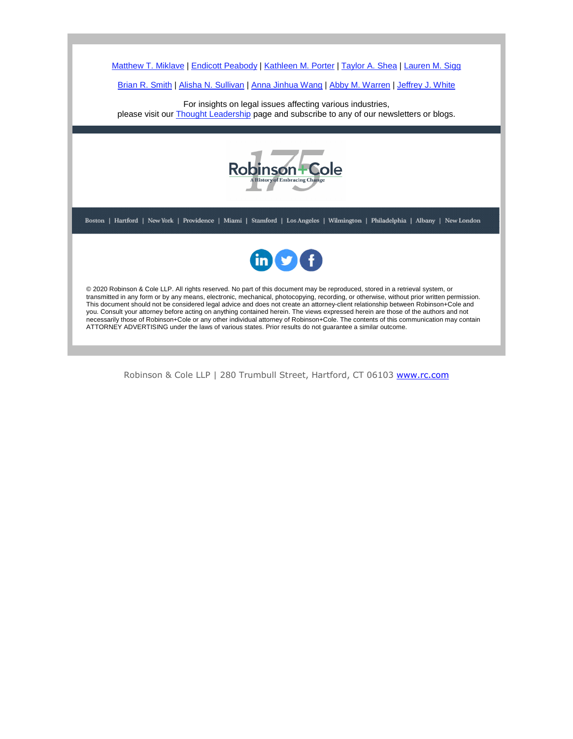Matthew T. Miklave | Endicott Peabody | Kathleen M. Porter | Taylor A. Shea | Lauren M. Sigg

Brian R. Smith | Alisha N. Sullivan | Anna Jinhua Wang | Abby M. Warren | Jeffrey J. White

For insights on legal issues affecting various industries, please visit our Thought Leadership page and subscribe to any of our newsletters or blogs.

Robinson+Cole
A History of Embracing Change

Boston | Hartford | New York | Providence | Miami | Stamford | Los Angeles | Wilmington | Philadelphia | Albany | New London

© 2020 Robinson & Cole LLP. All rights reserved. No part of this document may be reproduced, stored in a retrieval system, or transmitted in any form or by any means, electronic, mechanical, photocopying, recording, or otherwise, without prior written permission. This document should not be considered legal advice and does not create an attorney-client relationship between Robinson+Cole and you. Consult your attorney before acting on anything contained herein. The views expressed herein are those of the authors and not necessarily those of Robinson+Cole or any other individual attorney of Robinson+Cole. The contents of this communication may contain ATTORNEY ADVERTISING under the laws of various states. Prior results do not guarantee a similar outcome.

Robinson & Cole LLP | 280 Trumbull Street, Hartford, CT 06103 www.rc.com